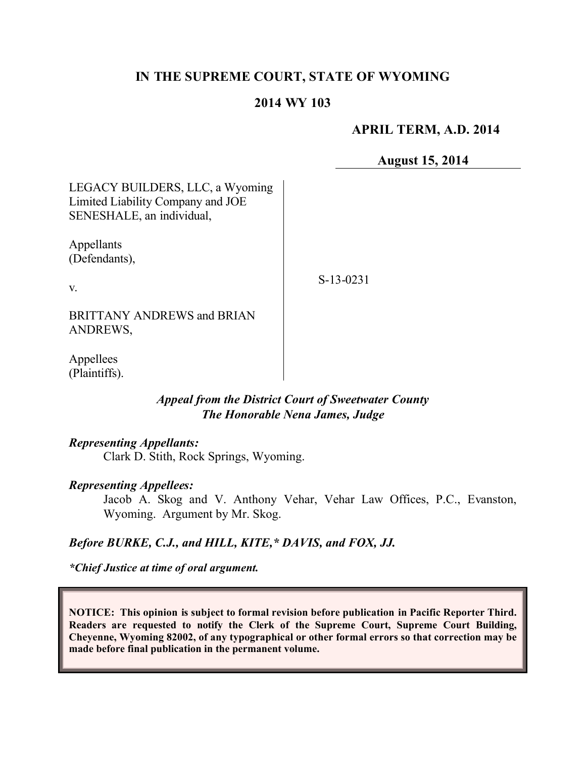**IN THE SUPREME COURT, STATE OF WYOMING**

**2014 WY 103**

**APRIL TERM, A.D. 2014**

**August 15, 2014**

LEGACY BUILDERS, LLC, a Wyoming Limited Liability Company and JOE SENESHALE, an individual,

Appellants (Defendants),

v.

BRITTANY ANDREWS and BRIAN ANDREWS,

Appellees (Plaintiffs).

S-13-0231

***Appeal from the District Court of Sweetwater County***
***The Honorable Nena James, Judge***

***Representing Appellants:***
Clark D. Stith, Rock Springs, Wyoming.

***Representing Appellees:***
Jacob A. Skog and V. Anthony Vehar, Vehar Law Offices, P.C., Evanston, Wyoming. Argument by Mr. Skog.

***Before BURKE, C.J., and HILL, KITE,\* DAVIS, and FOX, JJ.***

***\*Chief Justice at time of oral argument.***

**NOTICE: This opinion is subject to formal revision before publication in Pacific Reporter Third. Readers are requested to notify the Clerk of the Supreme Court, Supreme Court Building, Cheyenne, Wyoming 82002, of any typographical or other formal errors so that correction may be made before final publication in the permanent volume.**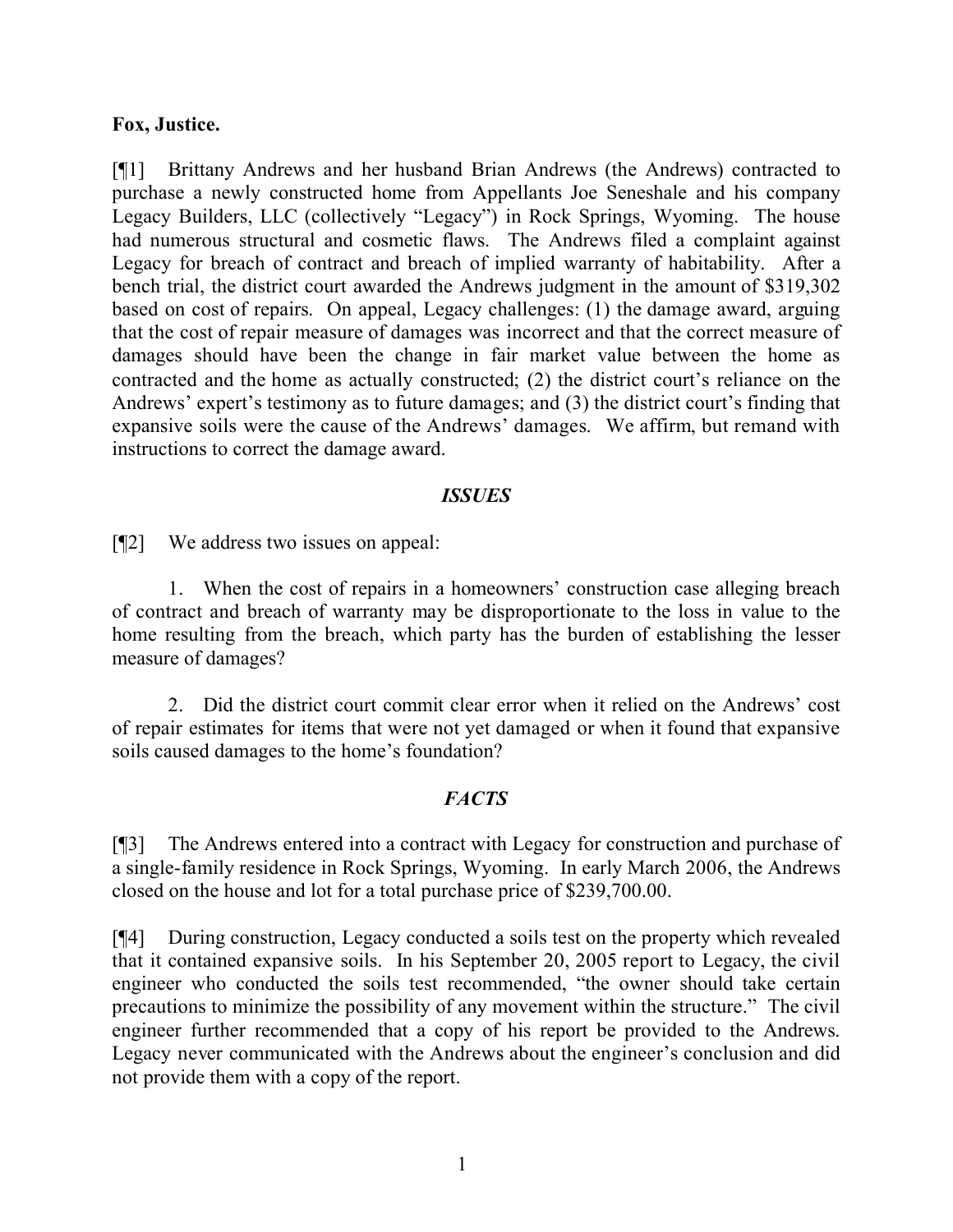**Fox, Justice.**

[¶1] Brittany Andrews and her husband Brian Andrews (the Andrews) contracted to purchase a newly constructed home from Appellants Joe Seneshale and his company Legacy Builders, LLC (collectively "Legacy") in Rock Springs, Wyoming. The house had numerous structural and cosmetic flaws. The Andrews filed a complaint against Legacy for breach of contract and breach of implied warranty of habitability. After a bench trial, the district court awarded the Andrews judgment in the amount of $319,302 based on cost of repairs. On appeal, Legacy challenges: (1) the damage award, arguing that the cost of repair measure of damages was incorrect and that the correct measure of damages should have been the change in fair market value between the home as contracted and the home as actually constructed; (2) the district court's reliance on the Andrews' expert's testimony as to future damages; and (3) the district court's finding that expansive soils were the cause of the Andrews' damages. We affirm, but remand with instructions to correct the damage award.

## *ISSUES*

[¶2] We address two issues on appeal:

1. When the cost of repairs in a homeowners' construction case alleging breach of contract and breach of warranty may be disproportionate to the loss in value to the home resulting from the breach, which party has the burden of establishing the lesser measure of damages?

2. Did the district court commit clear error when it relied on the Andrews' cost of repair estimates for items that were not yet damaged or when it found that expansive soils caused damages to the home's foundation?

## *FACTS*

[¶3] The Andrews entered into a contract with Legacy for construction and purchase of a single-family residence in Rock Springs, Wyoming. In early March 2006, the Andrews closed on the house and lot for a total purchase price of $239,700.00.

[¶4] During construction, Legacy conducted a soils test on the property which revealed that it contained expansive soils. In his September 20, 2005 report to Legacy, the civil engineer who conducted the soils test recommended, "the owner should take certain precautions to minimize the possibility of any movement within the structure." The civil engineer further recommended that a copy of his report be provided to the Andrews. Legacy never communicated with the Andrews about the engineer's conclusion and did not provide them with a copy of the report.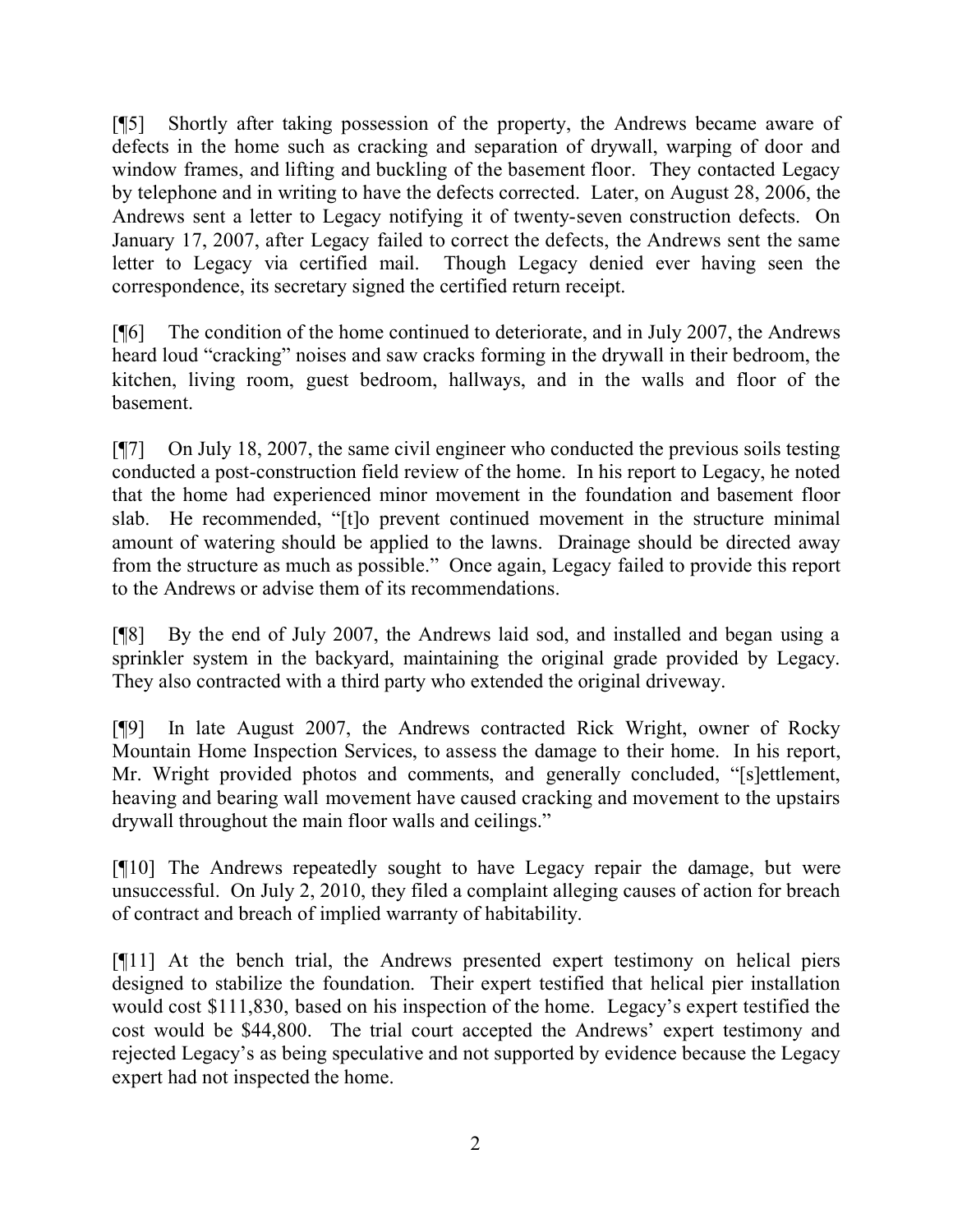[¶5] Shortly after taking possession of the property, the Andrews became aware of defects in the home such as cracking and separation of drywall, warping of door and window frames, and lifting and buckling of the basement floor. They contacted Legacy by telephone and in writing to have the defects corrected. Later, on August 28, 2006, the Andrews sent a letter to Legacy notifying it of twenty-seven construction defects. On January 17, 2007, after Legacy failed to correct the defects, the Andrews sent the same letter to Legacy via certified mail. Though Legacy denied ever having seen the correspondence, its secretary signed the certified return receipt.

[¶6] The condition of the home continued to deteriorate, and in July 2007, the Andrews heard loud "cracking" noises and saw cracks forming in the drywall in their bedroom, the kitchen, living room, guest bedroom, hallways, and in the walls and floor of the basement.

[¶7] On July 18, 2007, the same civil engineer who conducted the previous soils testing conducted a post-construction field review of the home. In his report to Legacy, he noted that the home had experienced minor movement in the foundation and basement floor slab. He recommended, "[t]o prevent continued movement in the structure minimal amount of watering should be applied to the lawns. Drainage should be directed away from the structure as much as possible." Once again, Legacy failed to provide this report to the Andrews or advise them of its recommendations.

[¶8] By the end of July 2007, the Andrews laid sod, and installed and began using a sprinkler system in the backyard, maintaining the original grade provided by Legacy. They also contracted with a third party who extended the original driveway.

[¶9] In late August 2007, the Andrews contracted Rick Wright, owner of Rocky Mountain Home Inspection Services, to assess the damage to their home. In his report, Mr. Wright provided photos and comments, and generally concluded, "[s]ettlement, heaving and bearing wall movement have caused cracking and movement to the upstairs drywall throughout the main floor walls and ceilings."

[¶10] The Andrews repeatedly sought to have Legacy repair the damage, but were unsuccessful. On July 2, 2010, they filed a complaint alleging causes of action for breach of contract and breach of implied warranty of habitability.

[¶11] At the bench trial, the Andrews presented expert testimony on helical piers designed to stabilize the foundation. Their expert testified that helical pier installation would cost $111,830, based on his inspection of the home. Legacy's expert testified the cost would be $44,800. The trial court accepted the Andrews' expert testimony and rejected Legacy's as being speculative and not supported by evidence because the Legacy expert had not inspected the home.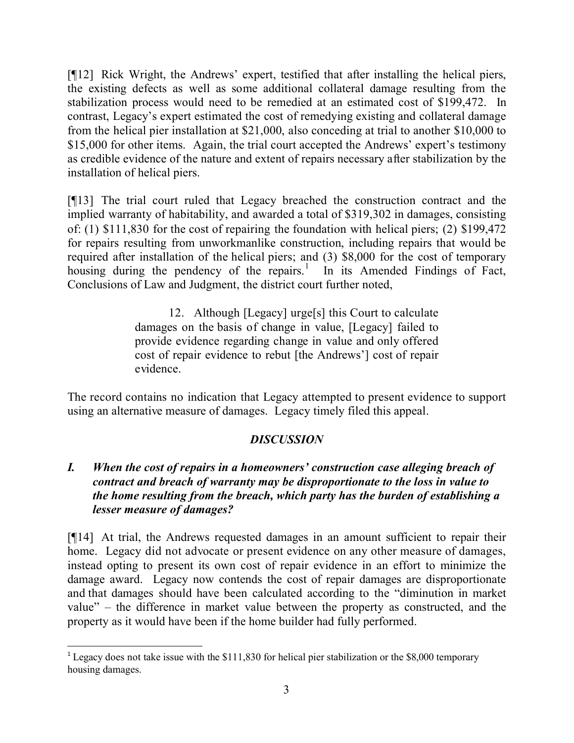[¶12] Rick Wright, the Andrews' expert, testified that after installing the helical piers, the existing defects as well as some additional collateral damage resulting from the stabilization process would need to be remedied at an estimated cost of $199,472. In contrast, Legacy's expert estimated the cost of remedying existing and collateral damage from the helical pier installation at $21,000, also conceding at trial to another $10,000 to $15,000 for other items. Again, the trial court accepted the Andrews' expert's testimony as credible evidence of the nature and extent of repairs necessary after stabilization by the installation of helical piers.

[¶13] The trial court ruled that Legacy breached the construction contract and the implied warranty of habitability, and awarded a total of $319,302 in damages, consisting of: (1) $111,830 for the cost of repairing the foundation with helical piers; (2) $199,472 for repairs resulting from unworkmanlike construction, including repairs that would be required after installation of the helical piers; and (3) $8,000 for the cost of temporary housing during the pendency of the repairs.[1] In its Amended Findings of Fact, Conclusions of Law and Judgment, the district court further noted,

> 12. Although [Legacy] urge[s] this Court to calculate damages on the basis of change in value, [Legacy] failed to provide evidence regarding change in value and only offered cost of repair evidence to rebut [the Andrews'] cost of repair evidence.

The record contains no indication that Legacy attempted to present evidence to support using an alternative measure of damages. Legacy timely filed this appeal.

## *DISCUSSION*

### *I. When the cost of repairs in a homeowners' construction case alleging breach of contract and breach of warranty may be disproportionate to the loss in value to the home resulting from the breach, which party has the burden of establishing a lesser measure of damages?*

[¶14] At trial, the Andrews requested damages in an amount sufficient to repair their home. Legacy did not advocate or present evidence on any other measure of damages, instead opting to present its own cost of repair evidence in an effort to minimize the damage award. Legacy now contends the cost of repair damages are disproportionate and that damages should have been calculated according to the "diminution in market value" – the difference in market value between the property as constructed, and the property as it would have been if the home builder had fully performed.

---

[1] Legacy does not take issue with the $111,830 for helical pier stabilization or the $8,000 temporary housing damages.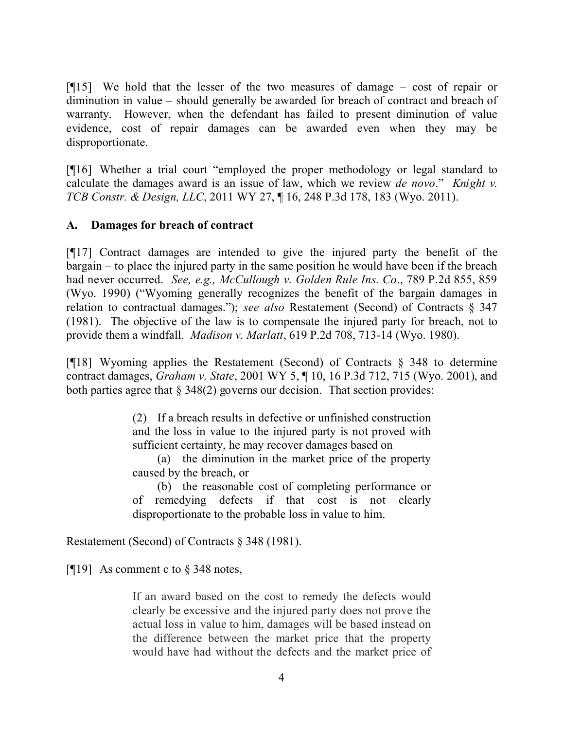[¶15] We hold that the lesser of the two measures of damage – cost of repair or diminution in value – should generally be awarded for breach of contract and breach of warranty. However, when the defendant has failed to present diminution of value evidence, cost of repair damages can be awarded even when they may be disproportionate.

[¶16] Whether a trial court "employed the proper methodology or legal standard to calculate the damages award is an issue of law, which we review *de novo*." *Knight v. TCB Constr. & Design, LLC*, 2011 WY 27, ¶ 16, 248 P.3d 178, 183 (Wyo. 2011).

### A. Damages for breach of contract

[¶17] Contract damages are intended to give the injured party the benefit of the bargain – to place the injured party in the same position he would have been if the breach had never occurred. *See, e.g., McCullough v. Golden Rule Ins. Co*., 789 P.2d 855, 859 (Wyo. 1990) ("Wyoming generally recognizes the benefit of the bargain damages in relation to contractual damages."); *see also* Restatement (Second) of Contracts § 347 (1981). The objective of the law is to compensate the injured party for breach, not to provide them a windfall. *Madison v. Marlatt*, 619 P.2d 708, 713-14 (Wyo. 1980).

[¶18] Wyoming applies the Restatement (Second) of Contracts § 348 to determine contract damages, *Graham v. State*, 2001 WY 5, ¶ 10, 16 P.3d 712, 715 (Wyo. 2001), and both parties agree that § 348(2) governs our decision. That section provides:

> (2) If a breach results in defective or unfinished construction and the loss in value to the injured party is not proved with sufficient certainty, he may recover damages based on
>
> (a) the diminution in the market price of the property caused by the breach, or
>
> (b) the reasonable cost of completing performance or of remedying defects if that cost is not clearly disproportionate to the probable loss in value to him.

Restatement (Second) of Contracts § 348 (1981).

[¶19] As comment c to § 348 notes,

> If an award based on the cost to remedy the defects would clearly be excessive and the injured party does not prove the actual loss in value to him, damages will be based instead on the difference between the market price that the property would have had without the defects and the market price of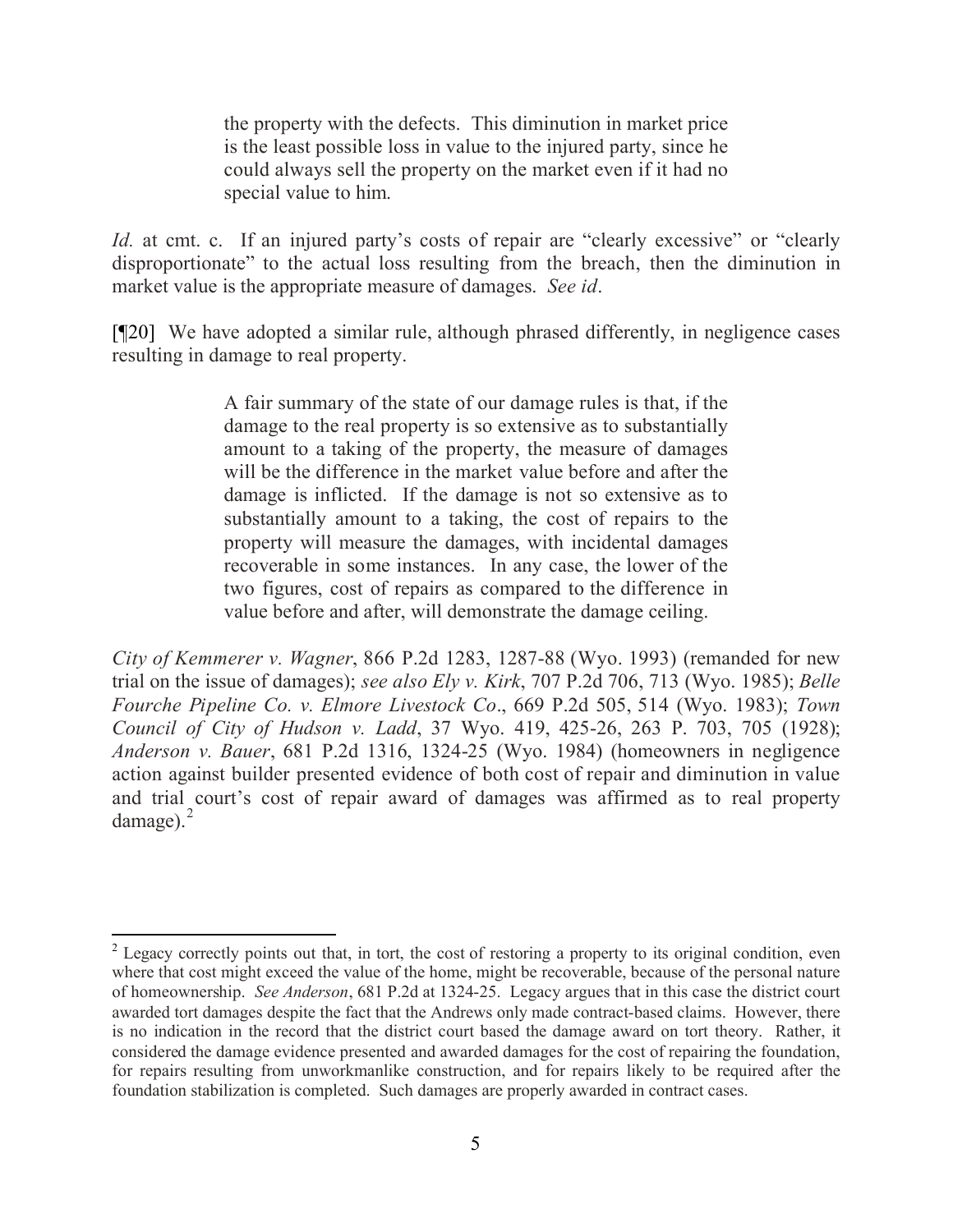> the property with the defects. This diminution in market price is the least possible loss in value to the injured party, since he could always sell the property on the market even if it had no special value to him.

*Id.* at cmt. c. If an injured party's costs of repair are "clearly excessive" or "clearly disproportionate" to the actual loss resulting from the breach, then the diminution in market value is the appropriate measure of damages. *See id*.

[¶20] We have adopted a similar rule, although phrased differently, in negligence cases resulting in damage to real property.

> A fair summary of the state of our damage rules is that, if the damage to the real property is so extensive as to substantially amount to a taking of the property, the measure of damages will be the difference in the market value before and after the damage is inflicted. If the damage is not so extensive as to substantially amount to a taking, the cost of repairs to the property will measure the damages, with incidental damages recoverable in some instances. In any case, the lower of the two figures, cost of repairs as compared to the difference in value before and after, will demonstrate the damage ceiling.

*City of Kemmerer v. Wagner*, 866 P.2d 1283, 1287-88 (Wyo. 1993) (remanded for new trial on the issue of damages); *see also Ely v. Kirk*, 707 P.2d 706, 713 (Wyo. 1985); *Belle Fourche Pipeline Co. v. Elmore Livestock Co*., 669 P.2d 505, 514 (Wyo. 1983); *Town Council of City of Hudson v. Ladd*, 37 Wyo. 419, 425-26, 263 P. 703, 705 (1928); *Anderson v. Bauer*, 681 P.2d 1316, 1324-25 (Wyo. 1984) (homeowners in negligence action against builder presented evidence of both cost of repair and diminution in value and trial court's cost of repair award of damages was affirmed as to real property damage).[2]

---

[2] Legacy correctly points out that, in tort, the cost of restoring a property to its original condition, even where that cost might exceed the value of the home, might be recoverable, because of the personal nature of homeownership. *See Anderson*, 681 P.2d at 1324-25. Legacy argues that in this case the district court awarded tort damages despite the fact that the Andrews only made contract-based claims. However, there is no indication in the record that the district court based the damage award on tort theory. Rather, it considered the damage evidence presented and awarded damages for the cost of repairing the foundation, for repairs resulting from unworkmanlike construction, and for repairs likely to be required after the foundation stabilization is completed. Such damages are properly awarded in contract cases.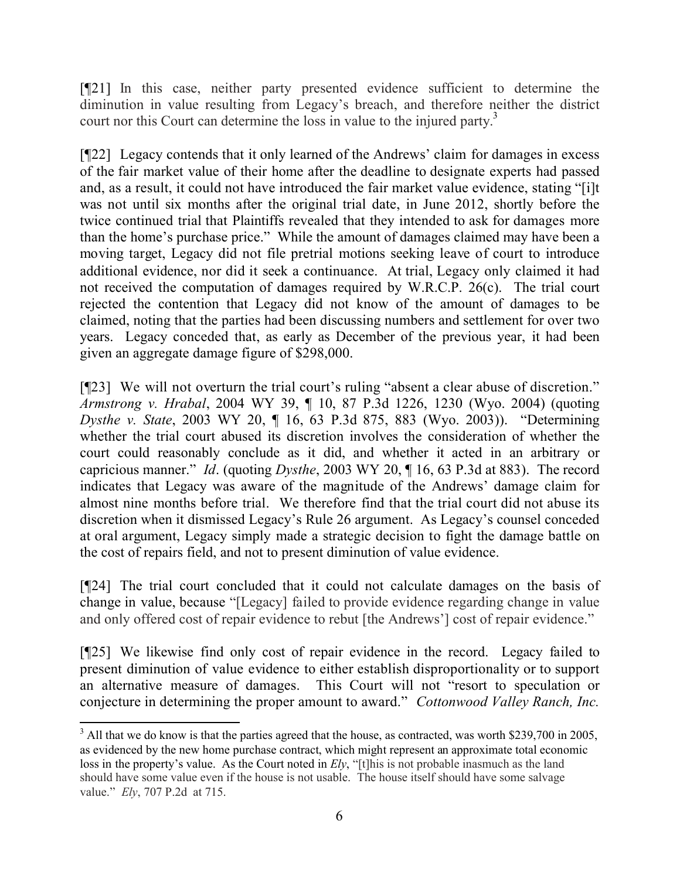[¶21] In this case, neither party presented evidence sufficient to determine the diminution in value resulting from Legacy's breach, and therefore neither the district court nor this Court can determine the loss in value to the injured party.[3]

[¶22] Legacy contends that it only learned of the Andrews' claim for damages in excess of the fair market value of their home after the deadline to designate experts had passed and, as a result, it could not have introduced the fair market value evidence, stating "[i]t was not until six months after the original trial date, in June 2012, shortly before the twice continued trial that Plaintiffs revealed that they intended to ask for damages more than the home's purchase price." While the amount of damages claimed may have been a moving target, Legacy did not file pretrial motions seeking leave of court to introduce additional evidence, nor did it seek a continuance. At trial, Legacy only claimed it had not received the computation of damages required by W.R.C.P. 26(c). The trial court rejected the contention that Legacy did not know of the amount of damages to be claimed, noting that the parties had been discussing numbers and settlement for over two years. Legacy conceded that, as early as December of the previous year, it had been given an aggregate damage figure of $298,000.

[¶23] We will not overturn the trial court's ruling "absent a clear abuse of discretion." *Armstrong v. Hrabal*, 2004 WY 39, ¶ 10, 87 P.3d 1226, 1230 (Wyo. 2004) (quoting *Dysthe v. State*, 2003 WY 20, ¶ 16, 63 P.3d 875, 883 (Wyo. 2003)). "Determining whether the trial court abused its discretion involves the consideration of whether the court could reasonably conclude as it did, and whether it acted in an arbitrary or capricious manner." *Id*. (quoting *Dysthe*, 2003 WY 20, ¶ 16, 63 P.3d at 883). The record indicates that Legacy was aware of the magnitude of the Andrews' damage claim for almost nine months before trial. We therefore find that the trial court did not abuse its discretion when it dismissed Legacy's Rule 26 argument. As Legacy's counsel conceded at oral argument, Legacy simply made a strategic decision to fight the damage battle on the cost of repairs field, and not to present diminution of value evidence.

[¶24] The trial court concluded that it could not calculate damages on the basis of change in value, because "[Legacy] failed to provide evidence regarding change in value and only offered cost of repair evidence to rebut [the Andrews'] cost of repair evidence."

[¶25] We likewise find only cost of repair evidence in the record. Legacy failed to present diminution of value evidence to either establish disproportionality or to support an alternative measure of damages. This Court will not "resort to speculation or conjecture in determining the proper amount to award." *Cottonwood Valley Ranch, Inc.*

---

[3] All that we do know is that the parties agreed that the house, as contracted, was worth $239,700 in 2005, as evidenced by the new home purchase contract, which might represent an approximate total economic loss in the property's value. As the Court noted in *Ely*, "[t]his is not probable inasmuch as the land should have some value even if the house is not usable. The house itself should have some salvage value." *Ely*, 707 P.2d at 715.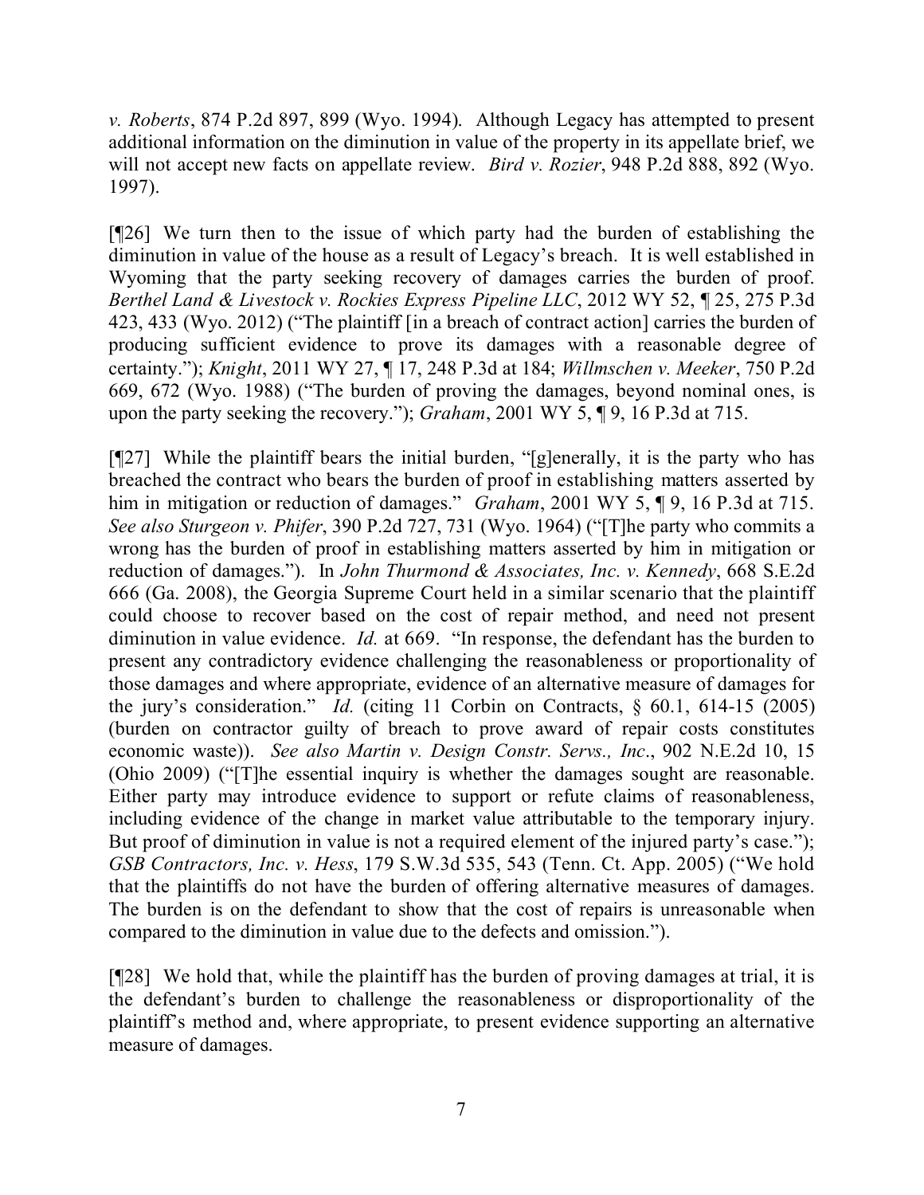*v. Roberts*, 874 P.2d 897, 899 (Wyo. 1994). Although Legacy has attempted to present additional information on the diminution in value of the property in its appellate brief, we will not accept new facts on appellate review. *Bird v. Rozier*, 948 P.2d 888, 892 (Wyo. 1997).

[¶26] We turn then to the issue of which party had the burden of establishing the diminution in value of the house as a result of Legacy's breach. It is well established in Wyoming that the party seeking recovery of damages carries the burden of proof. *Berthel Land & Livestock v. Rockies Express Pipeline LLC*, 2012 WY 52, ¶ 25, 275 P.3d 423, 433 (Wyo. 2012) ("The plaintiff [in a breach of contract action] carries the burden of producing sufficient evidence to prove its damages with a reasonable degree of certainty."); *Knight*, 2011 WY 27, ¶ 17, 248 P.3d at 184; *Willmschen v. Meeker*, 750 P.2d 669, 672 (Wyo. 1988) ("The burden of proving the damages, beyond nominal ones, is upon the party seeking the recovery."); *Graham*, 2001 WY 5, ¶ 9, 16 P.3d at 715.

[¶27] While the plaintiff bears the initial burden, "[g]enerally, it is the party who has breached the contract who bears the burden of proof in establishing matters asserted by him in mitigation or reduction of damages." *Graham*, 2001 WY 5, ¶ 9, 16 P.3d at 715. *See also Sturgeon v. Phifer*, 390 P.2d 727, 731 (Wyo. 1964) ("[T]he party who commits a wrong has the burden of proof in establishing matters asserted by him in mitigation or reduction of damages."). In *John Thurmond & Associates, Inc. v. Kennedy*, 668 S.E.2d 666 (Ga. 2008), the Georgia Supreme Court held in a similar scenario that the plaintiff could choose to recover based on the cost of repair method, and need not present diminution in value evidence. *Id.* at 669. "In response, the defendant has the burden to present any contradictory evidence challenging the reasonableness or proportionality of those damages and where appropriate, evidence of an alternative measure of damages for the jury's consideration." *Id.* (citing 11 Corbin on Contracts, § 60.1, 614-15 (2005) (burden on contractor guilty of breach to prove award of repair costs constitutes economic waste)). *See also Martin v. Design Constr. Servs., Inc*., 902 N.E.2d 10, 15 (Ohio 2009) ("[T]he essential inquiry is whether the damages sought are reasonable. Either party may introduce evidence to support or refute claims of reasonableness, including evidence of the change in market value attributable to the temporary injury. But proof of diminution in value is not a required element of the injured party's case."); *GSB Contractors, Inc. v. Hess*, 179 S.W.3d 535, 543 (Tenn. Ct. App. 2005) ("We hold that the plaintiffs do not have the burden of offering alternative measures of damages. The burden is on the defendant to show that the cost of repairs is unreasonable when compared to the diminution in value due to the defects and omission.").

[¶28] We hold that, while the plaintiff has the burden of proving damages at trial, it is the defendant's burden to challenge the reasonableness or disproportionality of the plaintiff's method and, where appropriate, to present evidence supporting an alternative measure of damages.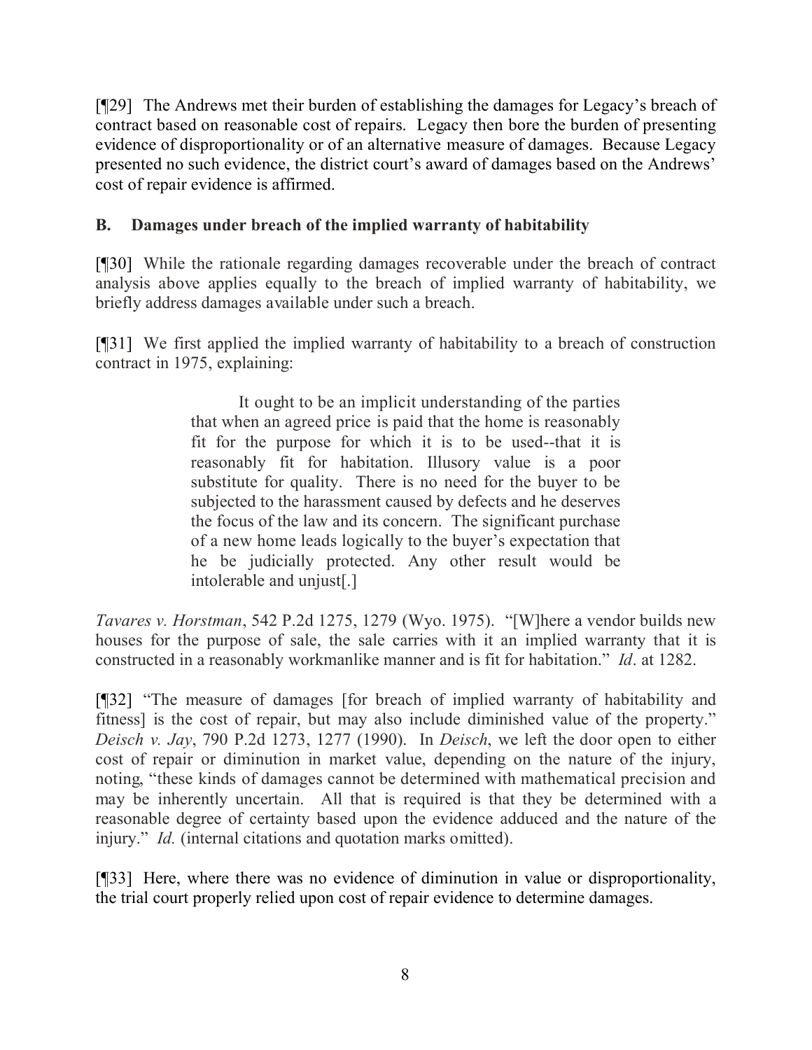[¶29] The Andrews met their burden of establishing the damages for Legacy's breach of contract based on reasonable cost of repairs. Legacy then bore the burden of presenting evidence of disproportionality or of an alternative measure of damages. Because Legacy presented no such evidence, the district court's award of damages based on the Andrews' cost of repair evidence is affirmed.

### B. Damages under breach of the implied warranty of habitability

[¶30] While the rationale regarding damages recoverable under the breach of contract analysis above applies equally to the breach of implied warranty of habitability, we briefly address damages available under such a breach.

[¶31] We first applied the implied warranty of habitability to a breach of construction contract in 1975, explaining:

> It ought to be an implicit understanding of the parties that when an agreed price is paid that the home is reasonably fit for the purpose for which it is to be used--that it is reasonably fit for habitation. Illusory value is a poor substitute for quality. There is no need for the buyer to be subjected to the harassment caused by defects and he deserves the focus of the law and its concern. The significant purchase of a new home leads logically to the buyer's expectation that he be judicially protected. Any other result would be intolerable and unjust[.]

*Tavares v. Horstman*, 542 P.2d 1275, 1279 (Wyo. 1975). "[W]here a vendor builds new houses for the purpose of sale, the sale carries with it an implied warranty that it is constructed in a reasonably workmanlike manner and is fit for habitation." *Id*. at 1282.

[¶32] "The measure of damages [for breach of implied warranty of habitability and fitness] is the cost of repair, but may also include diminished value of the property." *Deisch v. Jay*, 790 P.2d 1273, 1277 (1990). In *Deisch*, we left the door open to either cost of repair or diminution in market value, depending on the nature of the injury, noting, "these kinds of damages cannot be determined with mathematical precision and may be inherently uncertain. All that is required is that they be determined with a reasonable degree of certainty based upon the evidence adduced and the nature of the injury." *Id.* (internal citations and quotation marks omitted).

[¶33] Here, where there was no evidence of diminution in value or disproportionality, the trial court properly relied upon cost of repair evidence to determine damages.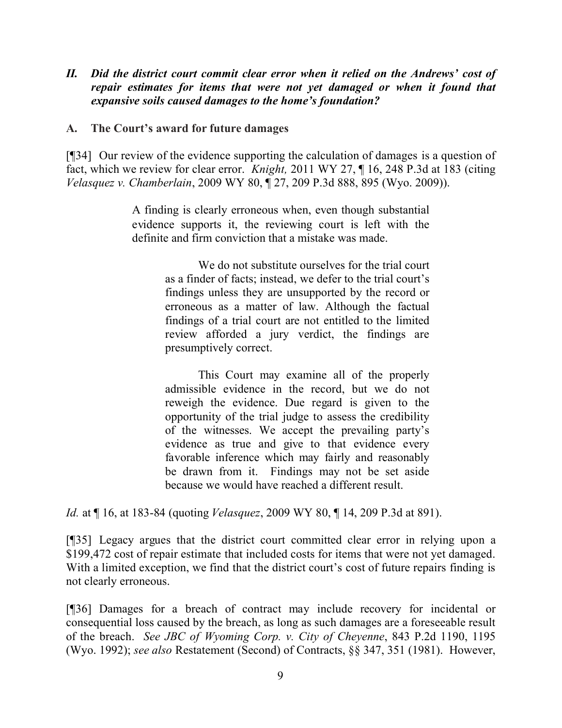## *II. Did the district court commit clear error when it relied on the Andrews' cost of repair estimates for items that were not yet damaged or when it found that expansive soils caused damages to the home's foundation?*

### A. The Court's award for future damages

[¶34] Our review of the evidence supporting the calculation of damages is a question of fact, which we review for clear error. *Knight,* 2011 WY 27, ¶ 16, 248 P.3d at 183 (citing *Velasquez v. Chamberlain*, 2009 WY 80, ¶ 27, 209 P.3d 888, 895 (Wyo. 2009)).

> A finding is clearly erroneous when, even though substantial evidence supports it, the reviewing court is left with the definite and firm conviction that a mistake was made.
>
> > We do not substitute ourselves for the trial court as a finder of facts; instead, we defer to the trial court's findings unless they are unsupported by the record or erroneous as a matter of law. Although the factual findings of a trial court are not entitled to the limited review afforded a jury verdict, the findings are presumptively correct.
> >
> > This Court may examine all of the properly admissible evidence in the record, but we do not reweigh the evidence. Due regard is given to the opportunity of the trial judge to assess the credibility of the witnesses. We accept the prevailing party's evidence as true and give to that evidence every favorable inference which may fairly and reasonably be drawn from it. Findings may not be set aside because we would have reached a different result.

*Id.* at ¶ 16, at 183-84 (quoting *Velasquez*, 2009 WY 80, ¶ 14, 209 P.3d at 891).

[¶35] Legacy argues that the district court committed clear error in relying upon a $199,472 cost of repair estimate that included costs for items that were not yet damaged. With a limited exception, we find that the district court's cost of future repairs finding is not clearly erroneous.

[¶36] Damages for a breach of contract may include recovery for incidental or consequential loss caused by the breach, as long as such damages are a foreseeable result of the breach. *See JBC of Wyoming Corp. v. City of Cheyenne*, 843 P.2d 1190, 1195 (Wyo. 1992); *see also* Restatement (Second) of Contracts, §§ 347, 351 (1981). However,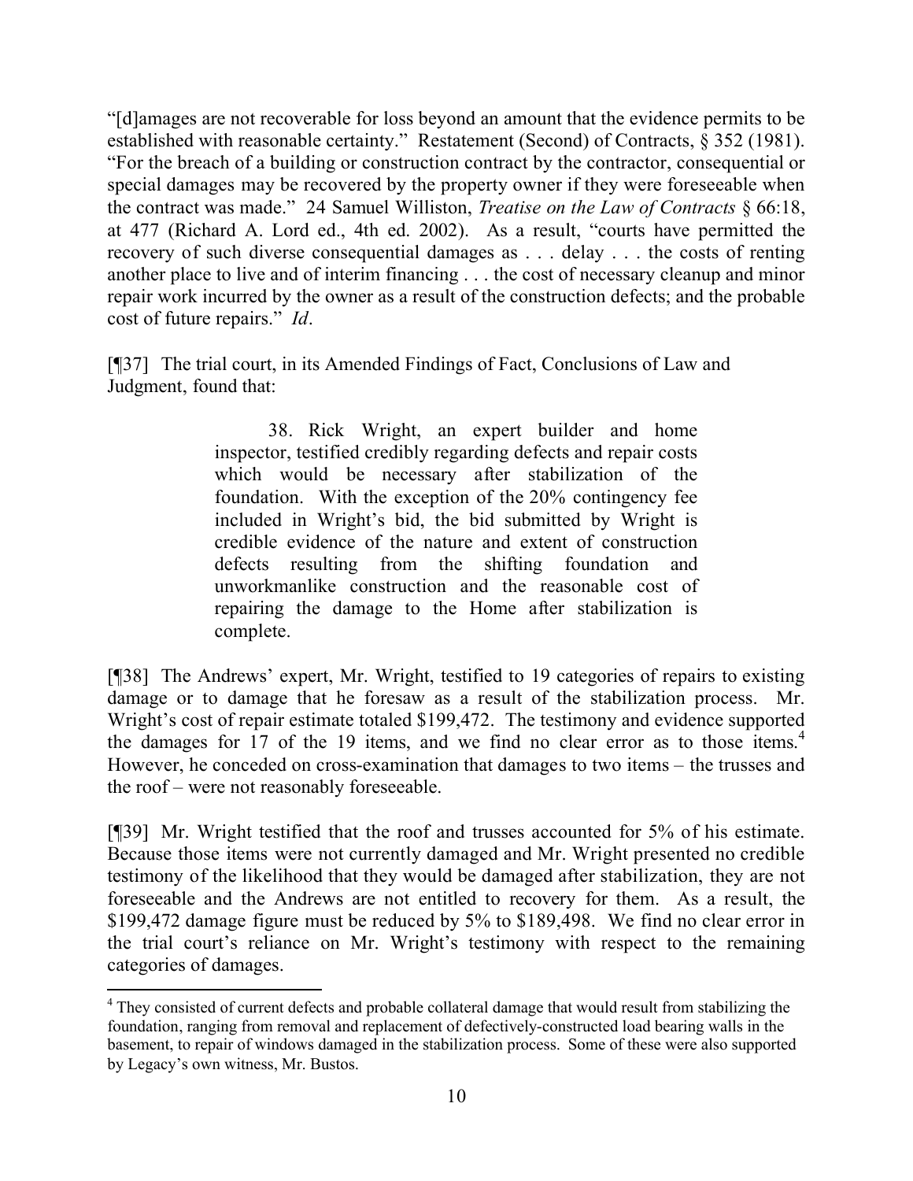"[d]amages are not recoverable for loss beyond an amount that the evidence permits to be established with reasonable certainty." Restatement (Second) of Contracts, § 352 (1981). "For the breach of a building or construction contract by the contractor, consequential or special damages may be recovered by the property owner if they were foreseeable when the contract was made." 24 Samuel Williston, *Treatise on the Law of Contracts* § 66:18, at 477 (Richard A. Lord ed., 4th ed. 2002). As a result, "courts have permitted the recovery of such diverse consequential damages as . . . delay . . . the costs of renting another place to live and of interim financing . . . the cost of necessary cleanup and minor repair work incurred by the owner as a result of the construction defects; and the probable cost of future repairs." *Id*.

[¶37] The trial court, in its Amended Findings of Fact, Conclusions of Law and Judgment, found that:

> 38. Rick Wright, an expert builder and home inspector, testified credibly regarding defects and repair costs which would be necessary after stabilization of the foundation. With the exception of the 20% contingency fee included in Wright's bid, the bid submitted by Wright is credible evidence of the nature and extent of construction defects resulting from the shifting foundation and unworkmanlike construction and the reasonable cost of repairing the damage to the Home after stabilization is complete.

[¶38] The Andrews' expert, Mr. Wright, testified to 19 categories of repairs to existing damage or to damage that he foresaw as a result of the stabilization process. Mr. Wright's cost of repair estimate totaled $199,472. The testimony and evidence supported the damages for 17 of the 19 items, and we find no clear error as to those items.[4] However, he conceded on cross-examination that damages to two items – the trusses and the roof – were not reasonably foreseeable.

[¶39] Mr. Wright testified that the roof and trusses accounted for 5% of his estimate. Because those items were not currently damaged and Mr. Wright presented no credible testimony of the likelihood that they would be damaged after stabilization, they are not foreseeable and the Andrews are not entitled to recovery for them. As a result, the $199,472 damage figure must be reduced by 5% to $189,498. We find no clear error in the trial court's reliance on Mr. Wright's testimony with respect to the remaining categories of damages.

---

[4] They consisted of current defects and probable collateral damage that would result from stabilizing the foundation, ranging from removal and replacement of defectively-constructed load bearing walls in the basement, to repair of windows damaged in the stabilization process. Some of these were also supported by Legacy's own witness, Mr. Bustos.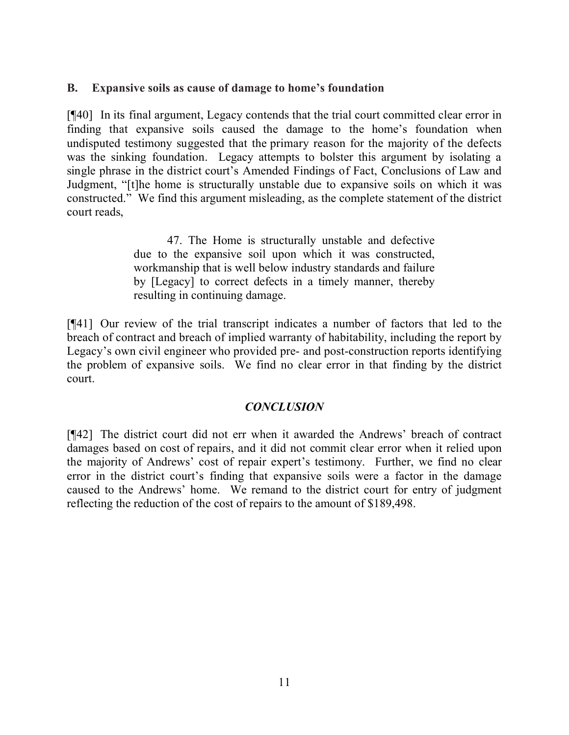### B. Expansive soils as cause of damage to home's foundation

[¶40] In its final argument, Legacy contends that the trial court committed clear error in finding that expansive soils caused the damage to the home's foundation when undisputed testimony suggested that the primary reason for the majority of the defects was the sinking foundation. Legacy attempts to bolster this argument by isolating a single phrase in the district court's Amended Findings of Fact, Conclusions of Law and Judgment, "[t]he home is structurally unstable due to expansive soils on which it was constructed." We find this argument misleading, as the complete statement of the district court reads,

> 47. The Home is structurally unstable and defective due to the expansive soil upon which it was constructed, workmanship that is well below industry standards and failure by [Legacy] to correct defects in a timely manner, thereby resulting in continuing damage.

[¶41] Our review of the trial transcript indicates a number of factors that led to the breach of contract and breach of implied warranty of habitability, including the report by Legacy's own civil engineer who provided pre- and post-construction reports identifying the problem of expansive soils. We find no clear error in that finding by the district court.

## *CONCLUSION*

[¶42] The district court did not err when it awarded the Andrews' breach of contract damages based on cost of repairs, and it did not commit clear error when it relied upon the majority of Andrews' cost of repair expert's testimony. Further, we find no clear error in the district court's finding that expansive soils were a factor in the damage caused to the Andrews' home. We remand to the district court for entry of judgment reflecting the reduction of the cost of repairs to the amount of $189,498.